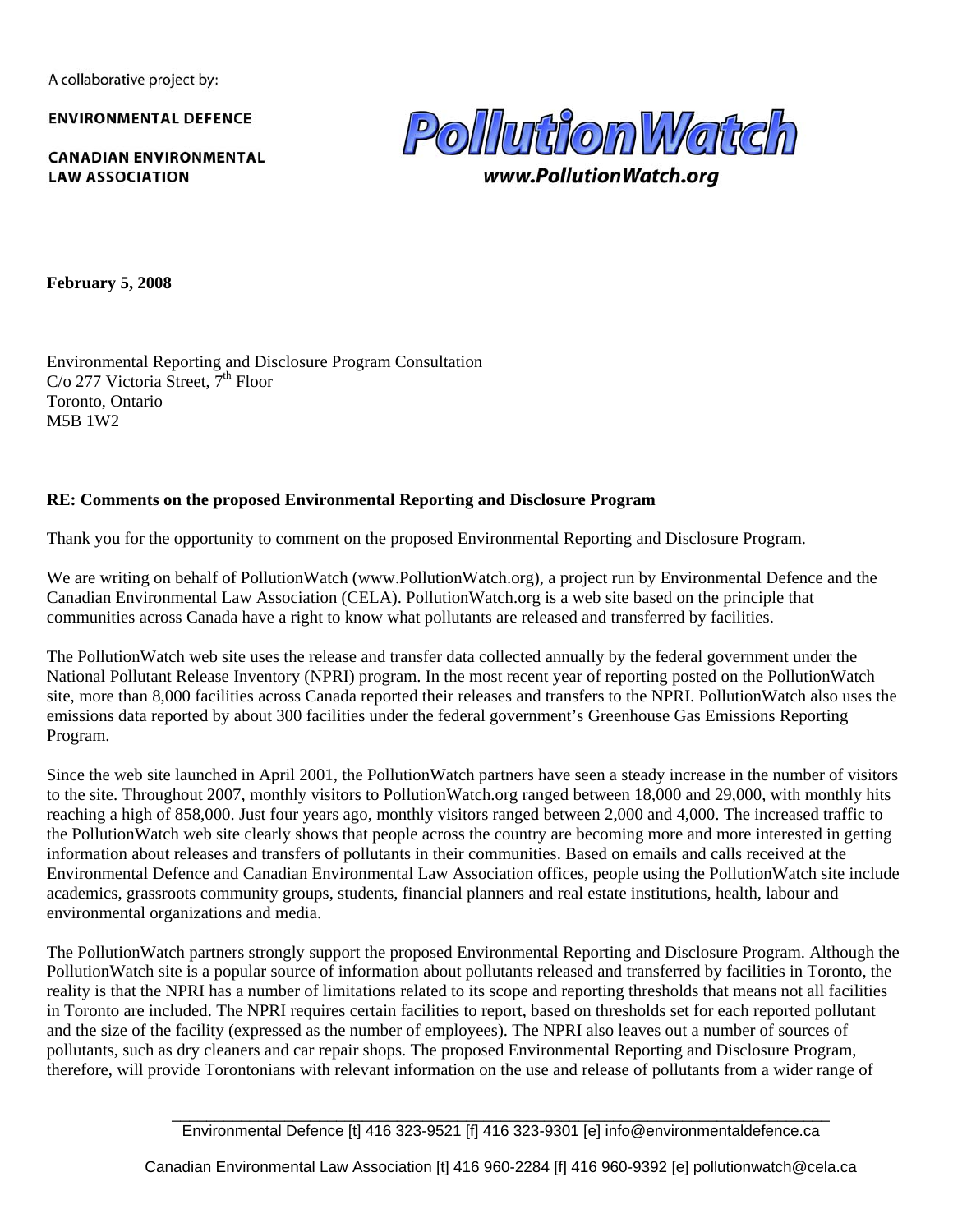A collaborative project by:

**ENVIRONMENTAL DEFENCE**

**CANADIAN ENVIRONMENTAL LAW ASSOCIATION**

**PollutionWatch**

***www.PollutionWatch.org***

**February 5, 2008**

Environmental Reporting and Disclosure Program Consultation
C/o 277 Victoria Street, 7th Floor
Toronto, Ontario
M5B 1W2

**RE: Comments on the proposed Environmental Reporting and Disclosure Program**

Thank you for the opportunity to comment on the proposed Environmental Reporting and Disclosure Program.

We are writing on behalf of PollutionWatch (www.PollutionWatch.org), a project run by Environmental Defence and the Canadian Environmental Law Association (CELA). PollutionWatch.org is a web site based on the principle that communities across Canada have a right to know what pollutants are released and transferred by facilities.

The PollutionWatch web site uses the release and transfer data collected annually by the federal government under the National Pollutant Release Inventory (NPRI) program. In the most recent year of reporting posted on the PollutionWatch site, more than 8,000 facilities across Canada reported their releases and transfers to the NPRI. PollutionWatch also uses the emissions data reported by about 300 facilities under the federal government's Greenhouse Gas Emissions Reporting Program.

Since the web site launched in April 2001, the PollutionWatch partners have seen a steady increase in the number of visitors to the site. Throughout 2007, monthly visitors to PollutionWatch.org ranged between 18,000 and 29,000, with monthly hits reaching a high of 858,000. Just four years ago, monthly visitors ranged between 2,000 and 4,000. The increased traffic to the PollutionWatch web site clearly shows that people across the country are becoming more and more interested in getting information about releases and transfers of pollutants in their communities. Based on emails and calls received at the Environmental Defence and Canadian Environmental Law Association offices, people using the PollutionWatch site include academics, grassroots community groups, students, financial planners and real estate institutions, health, labour and environmental organizations and media.

The PollutionWatch partners strongly support the proposed Environmental Reporting and Disclosure Program. Although the PollutionWatch site is a popular source of information about pollutants released and transferred by facilities in Toronto, the reality is that the NPRI has a number of limitations related to its scope and reporting thresholds that means not all facilities in Toronto are included. The NPRI requires certain facilities to report, based on thresholds set for each reported pollutant and the size of the facility (expressed as the number of employees). The NPRI also leaves out a number of sources of pollutants, such as dry cleaners and car repair shops. The proposed Environmental Reporting and Disclosure Program, therefore, will provide Torontonians with relevant information on the use and release of pollutants from a wider range of

Environmental Defence [t] 416 323-9521 [f] 416 323-9301 [e] info@environmentaldefence.ca

Canadian Environmental Law Association [t] 416 960-2284 [f] 416 960-9392 [e] pollutionwatch@cela.ca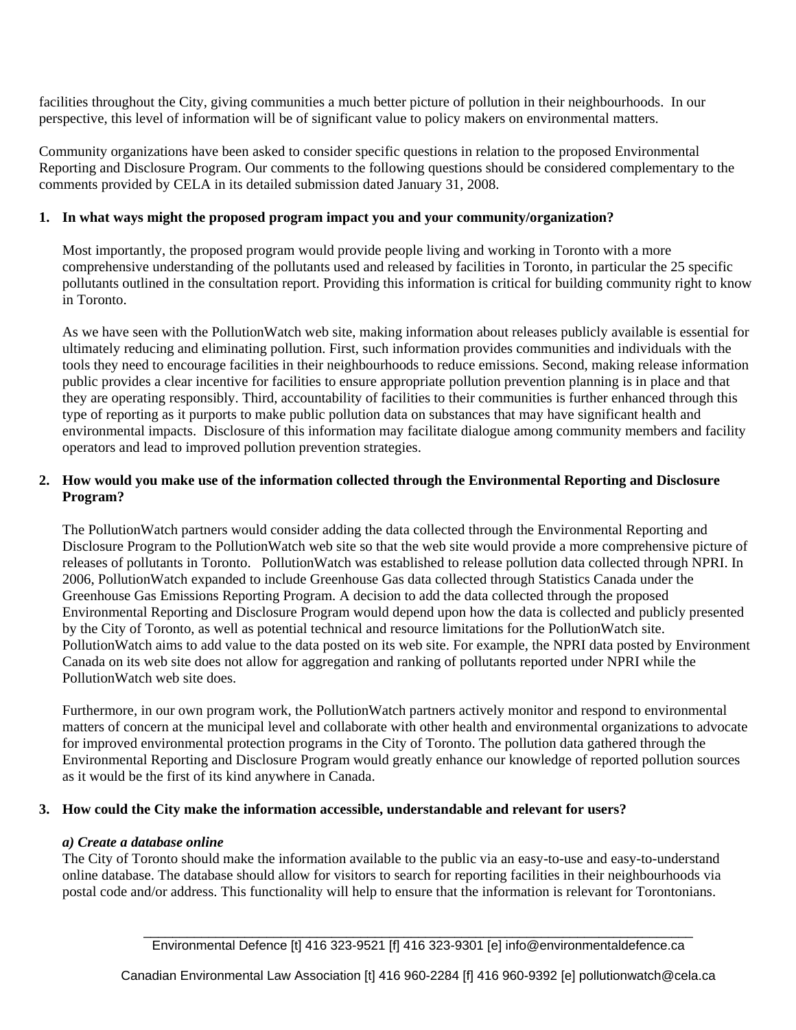facilities throughout the City, giving communities a much better picture of pollution in their neighbourhoods. In our perspective, this level of information will be of significant value to policy makers on environmental matters.

Community organizations have been asked to consider specific questions in relation to the proposed Environmental Reporting and Disclosure Program. Our comments to the following questions should be considered complementary to the comments provided by CELA in its detailed submission dated January 31, 2008.

**1. In what ways might the proposed program impact you and your community/organization?**

Most importantly, the proposed program would provide people living and working in Toronto with a more comprehensive understanding of the pollutants used and released by facilities in Toronto, in particular the 25 specific pollutants outlined in the consultation report. Providing this information is critical for building community right to know in Toronto.

As we have seen with the PollutionWatch web site, making information about releases publicly available is essential for ultimately reducing and eliminating pollution. First, such information provides communities and individuals with the tools they need to encourage facilities in their neighbourhoods to reduce emissions. Second, making release information public provides a clear incentive for facilities to ensure appropriate pollution prevention planning is in place and that they are operating responsibly. Third, accountability of facilities to their communities is further enhanced through this type of reporting as it purports to make public pollution data on substances that may have significant health and environmental impacts. Disclosure of this information may facilitate dialogue among community members and facility operators and lead to improved pollution prevention strategies.

**2. How would you make use of the information collected through the Environmental Reporting and Disclosure Program?**

The PollutionWatch partners would consider adding the data collected through the Environmental Reporting and Disclosure Program to the PollutionWatch web site so that the web site would provide a more comprehensive picture of releases of pollutants in Toronto. PollutionWatch was established to release pollution data collected through NPRI. In 2006, PollutionWatch expanded to include Greenhouse Gas data collected through Statistics Canada under the Greenhouse Gas Emissions Reporting Program. A decision to add the data collected through the proposed Environmental Reporting and Disclosure Program would depend upon how the data is collected and publicly presented by the City of Toronto, as well as potential technical and resource limitations for the PollutionWatch site. PollutionWatch aims to add value to the data posted on its web site. For example, the NPRI data posted by Environment Canada on its web site does not allow for aggregation and ranking of pollutants reported under NPRI while the PollutionWatch web site does.

Furthermore, in our own program work, the PollutionWatch partners actively monitor and respond to environmental matters of concern at the municipal level and collaborate with other health and environmental organizations to advocate for improved environmental protection programs in the City of Toronto. The pollution data gathered through the Environmental Reporting and Disclosure Program would greatly enhance our knowledge of reported pollution sources as it would be the first of its kind anywhere in Canada.

**3. How could the City make the information accessible, understandable and relevant for users?**

***a) Create a database online***

The City of Toronto should make the information available to the public via an easy-to-use and easy-to-understand online database. The database should allow for visitors to search for reporting facilities in their neighbourhoods via postal code and/or address. This functionality will help to ensure that the information is relevant for Torontonians.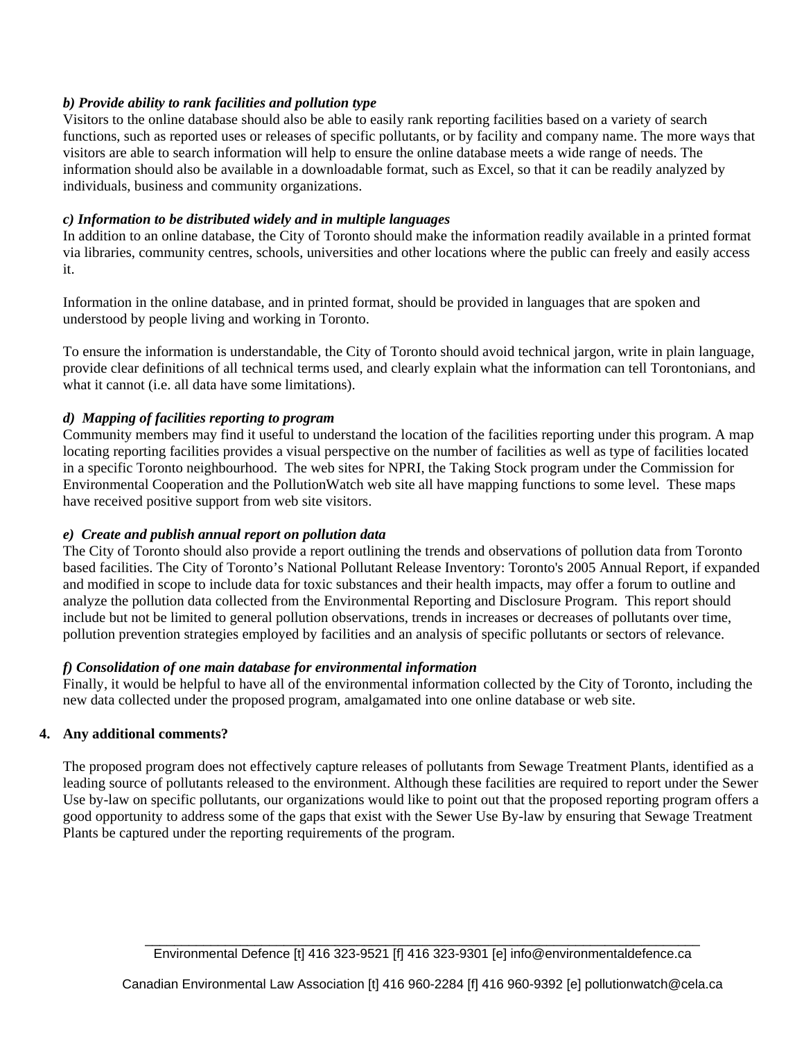***b) Provide ability to rank facilities and pollution type***

Visitors to the online database should also be able to easily rank reporting facilities based on a variety of search functions, such as reported uses or releases of specific pollutants, or by facility and company name. The more ways that visitors are able to search information will help to ensure the online database meets a wide range of needs. The information should also be available in a downloadable format, such as Excel, so that it can be readily analyzed by individuals, business and community organizations.

***c) Information to be distributed widely and in multiple languages***

In addition to an online database, the City of Toronto should make the information readily available in a printed format via libraries, community centres, schools, universities and other locations where the public can freely and easily access it.

Information in the online database, and in printed format, should be provided in languages that are spoken and understood by people living and working in Toronto.

To ensure the information is understandable, the City of Toronto should avoid technical jargon, write in plain language, provide clear definitions of all technical terms used, and clearly explain what the information can tell Torontonians, and what it cannot (i.e. all data have some limitations).

***d) Mapping of facilities reporting to program***

Community members may find it useful to understand the location of the facilities reporting under this program. A map locating reporting facilities provides a visual perspective on the number of facilities as well as type of facilities located in a specific Toronto neighbourhood. The web sites for NPRI, the Taking Stock program under the Commission for Environmental Cooperation and the PollutionWatch web site all have mapping functions to some level. These maps have received positive support from web site visitors.

***e) Create and publish annual report on pollution data***

The City of Toronto should also provide a report outlining the trends and observations of pollution data from Toronto based facilities. The City of Toronto's National Pollutant Release Inventory: Toronto's 2005 Annual Report, if expanded and modified in scope to include data for toxic substances and their health impacts, may offer a forum to outline and analyze the pollution data collected from the Environmental Reporting and Disclosure Program. This report should include but not be limited to general pollution observations, trends in increases or decreases of pollutants over time, pollution prevention strategies employed by facilities and an analysis of specific pollutants or sectors of relevance.

***f) Consolidation of one main database for environmental information***

Finally, it would be helpful to have all of the environmental information collected by the City of Toronto, including the new data collected under the proposed program, amalgamated into one online database or web site.

**4. Any additional comments?**

The proposed program does not effectively capture releases of pollutants from Sewage Treatment Plants, identified as a leading source of pollutants released to the environment. Although these facilities are required to report under the Sewer Use by-law on specific pollutants, our organizations would like to point out that the proposed reporting program offers a good opportunity to address some of the gaps that exist with the Sewer Use By-law by ensuring that Sewage Treatment Plants be captured under the reporting requirements of the program.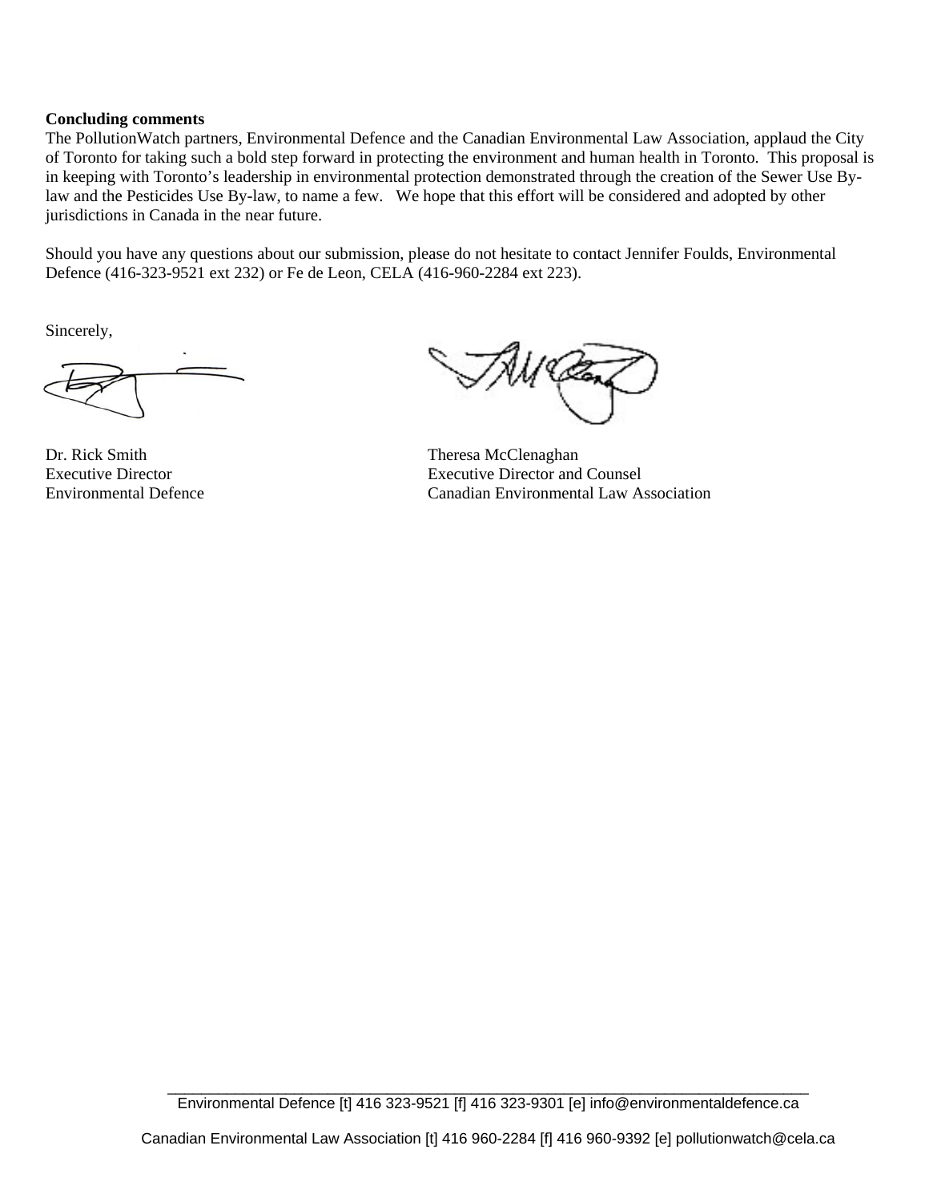**Concluding comments**

The PollutionWatch partners, Environmental Defence and the Canadian Environmental Law Association, applaud the City of Toronto for taking such a bold step forward in protecting the environment and human health in Toronto. This proposal is in keeping with Toronto's leadership in environmental protection demonstrated through the creation of the Sewer Use By-law and the Pesticides Use By-law, to name a few. We hope that this effort will be considered and adopted by other jurisdictions in Canada in the near future.

Should you have any questions about our submission, please do not hesitate to contact Jennifer Foulds, Environmental Defence (416-323-9521 ext 232) or Fe de Leon, CELA (416-960-2284 ext 223).

Sincerely,

Dr. Rick Smith
Executive Director
Environmental Defence

Theresa McClenaghan
Executive Director and Counsel
Canadian Environmental Law Association

Environmental Defence [t] 416 323-9521 [f] 416 323-9301 [e] info@environmentaldefence.ca

Canadian Environmental Law Association [t] 416 960-2284 [f] 416 960-9392 [e] pollutionwatch@cela.ca